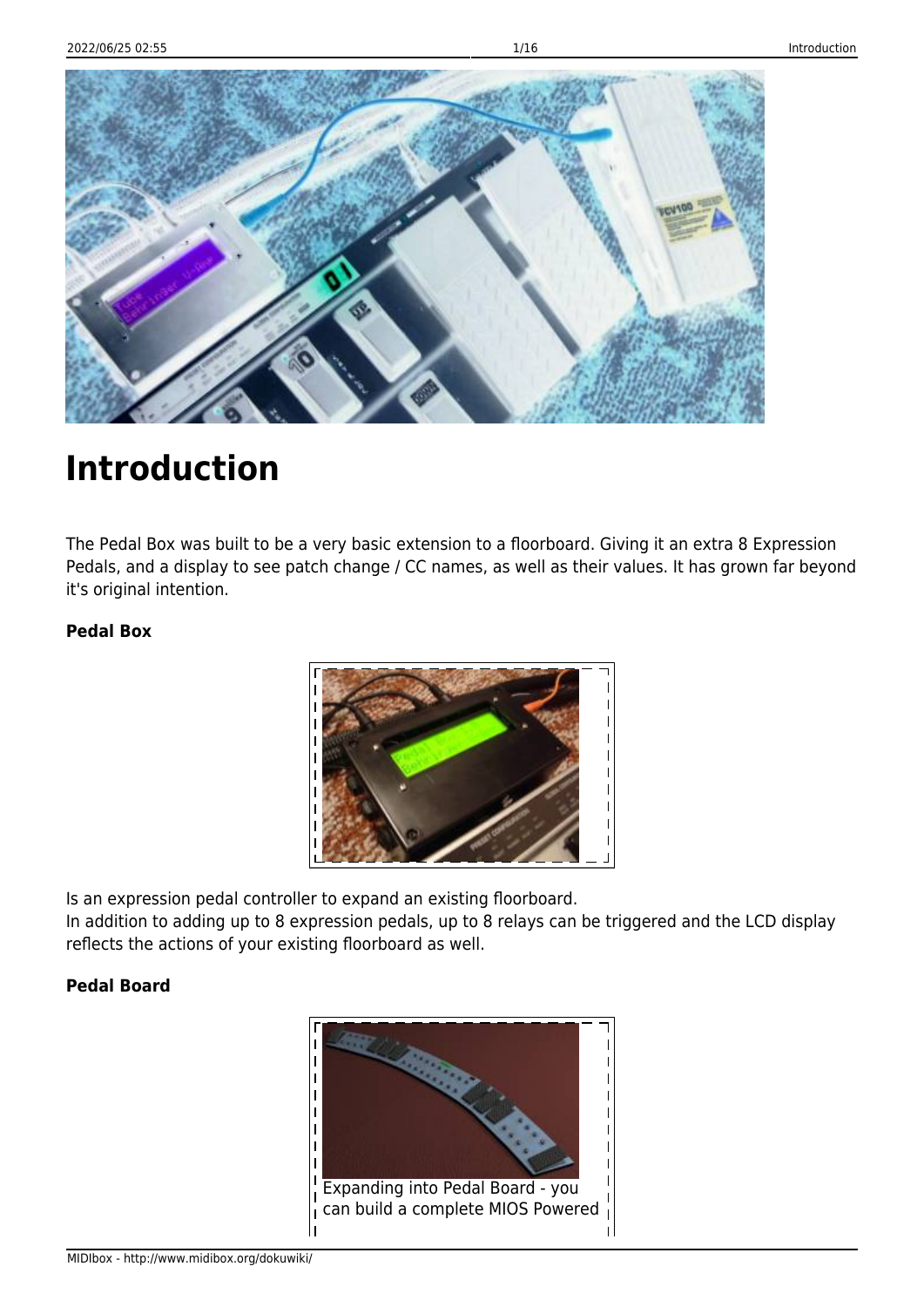# Introduction

The Pedal Box was built to be a very basic extension to a floorboard. Giving it an extra 8 Expression Pedals, and a display to see patch change / CC names, as well as their values. It has grown far beyond it's original intention.

**Pedal Box**

Is an expression pedal controller to expand an existing floorboard.
In addition to adding up to 8 expression pedals, up to 8 relays can be triggered and the LCD display reflects the actions of your existing floorboard as well.

**Pedal Board**

Expanding into Pedal Board - you can build a complete MIOS Powered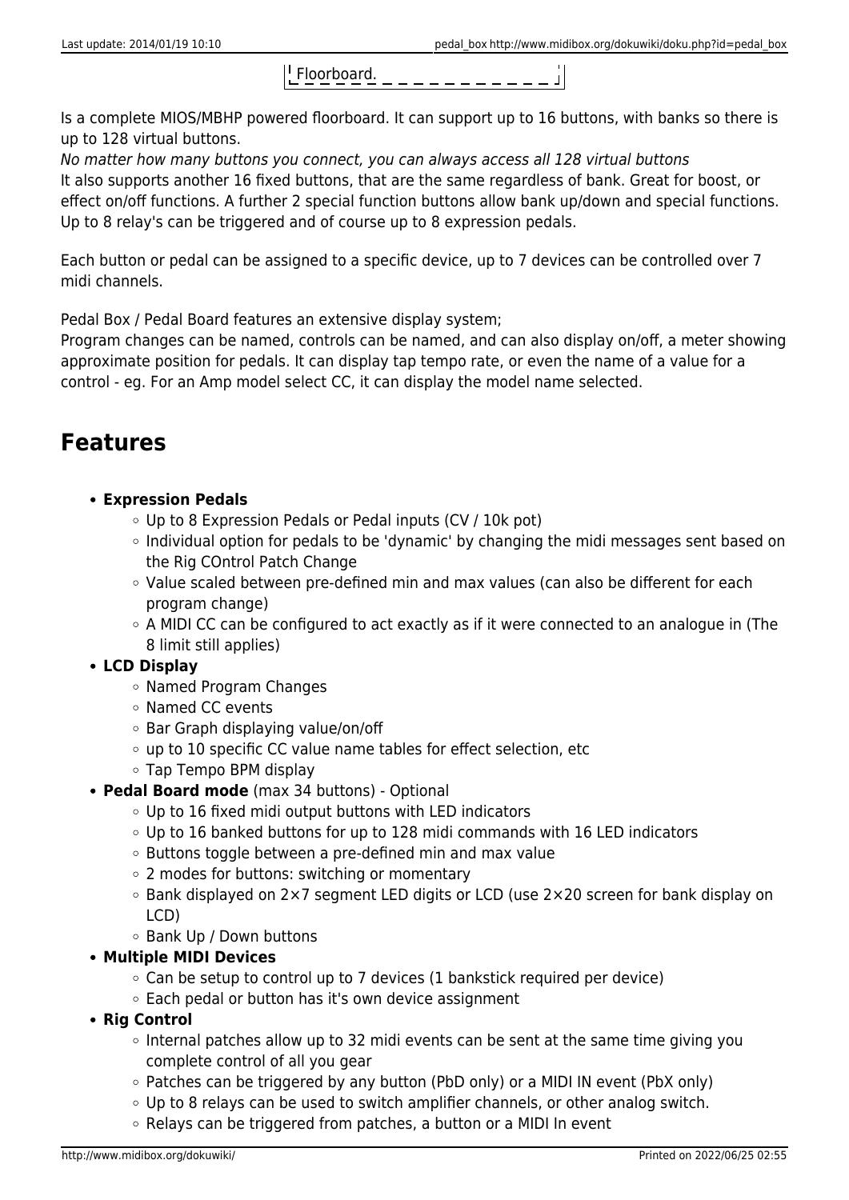Floorboard.

Is a complete MIOS/MBHP powered floorboard. It can support up to 16 buttons, with banks so there is up to 128 virtual buttons.
*No matter how many buttons you connect, you can always access all 128 virtual buttons*
It also supports another 16 fixed buttons, that are the same regardless of bank. Great for boost, or effect on/off functions. A further 2 special function buttons allow bank up/down and special functions. Up to 8 relay's can be triggered and of course up to 8 expression pedals.

Each button or pedal can be assigned to a specific device, up to 7 devices can be controlled over 7 midi channels.

Pedal Box / Pedal Board features an extensive display system;
Program changes can be named, controls can be named, and can also display on/off, a meter showing approximate position for pedals. It can display tap tempo rate, or even the name of a value for a control - eg. For an Amp model select CC, it can display the model name selected.

## Features

- **Expression Pedals**
  - Up to 8 Expression Pedals or Pedal inputs (CV / 10k pot)
  - Individual option for pedals to be 'dynamic' by changing the midi messages sent based on the Rig COntrol Patch Change
  - Value scaled between pre-defined min and max values (can also be different for each program change)
  - A MIDI CC can be configured to act exactly as if it were connected to an analogue in (The 8 limit still applies)
- **LCD Display**
  - Named Program Changes
  - Named CC events
  - Bar Graph displaying value/on/off
  - up to 10 specific CC value name tables for effect selection, etc
  - Tap Tempo BPM display
- **Pedal Board mode** (max 34 buttons) - Optional
  - Up to 16 fixed midi output buttons with LED indicators
  - Up to 16 banked buttons for up to 128 midi commands with 16 LED indicators
  - Buttons toggle between a pre-defined min and max value
  - 2 modes for buttons: switching or momentary
  - Bank displayed on 2×7 segment LED digits or LCD (use 2×20 screen for bank display on LCD)
  - Bank Up / Down buttons
- **Multiple MIDI Devices**
  - Can be setup to control up to 7 devices (1 bankstick required per device)
  - Each pedal or button has it's own device assignment
- **Rig Control**
  - Internal patches allow up to 32 midi events can be sent at the same time giving you complete control of all you gear
  - Patches can be triggered by any button (PbD only) or a MIDI IN event (PbX only)
  - Up to 8 relays can be used to switch amplifier channels, or other analog switch.
  - Relays can be triggered from patches, a button or a MIDI In event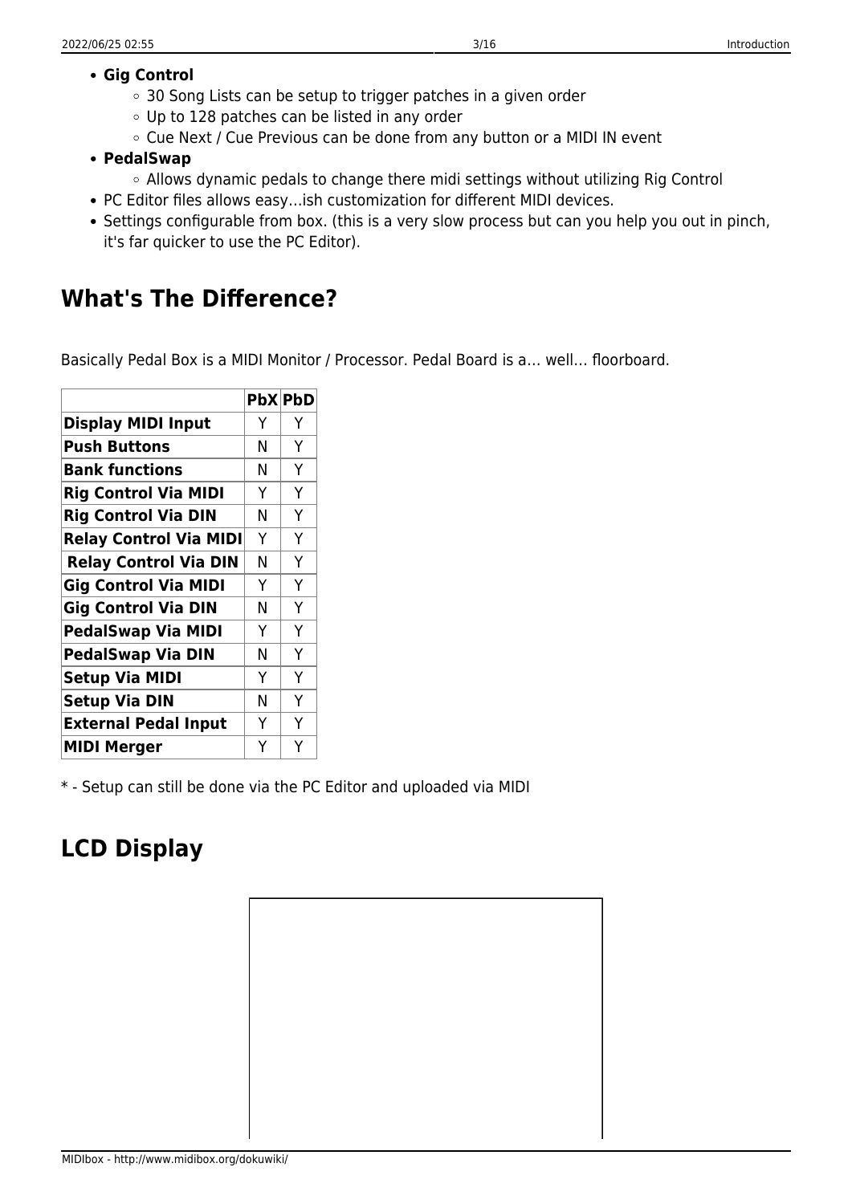- **Gig Control**
  - 30 Song Lists can be setup to trigger patches in a given order
  - Up to 128 patches can be listed in any order
  - Cue Next / Cue Previous can be done from any button or a MIDI IN event
- **PedalSwap**
  - Allows dynamic pedals to change there midi settings without utilizing Rig Control
- PC Editor files allows easy…ish customization for different MIDI devices.
- Settings configurable from box. (this is a very slow process but can you help you out in pinch, it's far quicker to use the PC Editor).

## What's The Difference?

Basically Pedal Box is a MIDI Monitor / Processor. Pedal Board is a… well… floorboard.

| | PbX | PbD |
|---|---|---|
| **Display MIDI Input** | Y | Y |
| **Push Buttons** | N | Y |
| **Bank functions** | N | Y |
| **Rig Control Via MIDI** | Y | Y |
| **Rig Control Via DIN** | N | Y |
| **Relay Control Via MIDI** | Y | Y |
| **Relay Control Via DIN** | N | Y |
| **Gig Control Via MIDI** | Y | Y |
| **Gig Control Via DIN** | N | Y |
| **PedalSwap Via MIDI** | Y | Y |
| **PedalSwap Via DIN** | N | Y |
| **Setup Via MIDI** | Y | Y |
| **Setup Via DIN** | N | Y |
| **External Pedal Input** | Y | Y |
| **MIDI Merger** | Y | Y |

* - Setup can still be done via the PC Editor and uploaded via MIDI

## LCD Display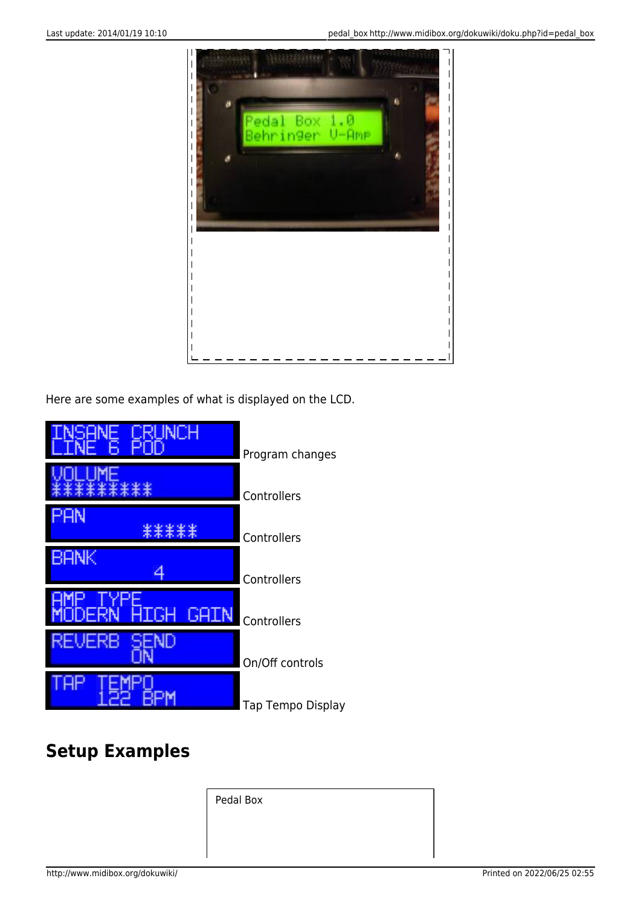Here are some examples of what is displayed on the LCD.

| | |
|---|---|
| INSANE CRUNCH LINE 6 POD | Program changes |
| VOLUME ********* | Controllers |
| PAN ***** | Controllers |
| BANK 4 | Controllers |
| AMP TYPE MODERN HIGH GAIN | Controllers |
| REVERB SEND ON | On/Off controls |
| TAP TEMPO 122 BPM | Tap Tempo Display |

## Setup Examples

Pedal Box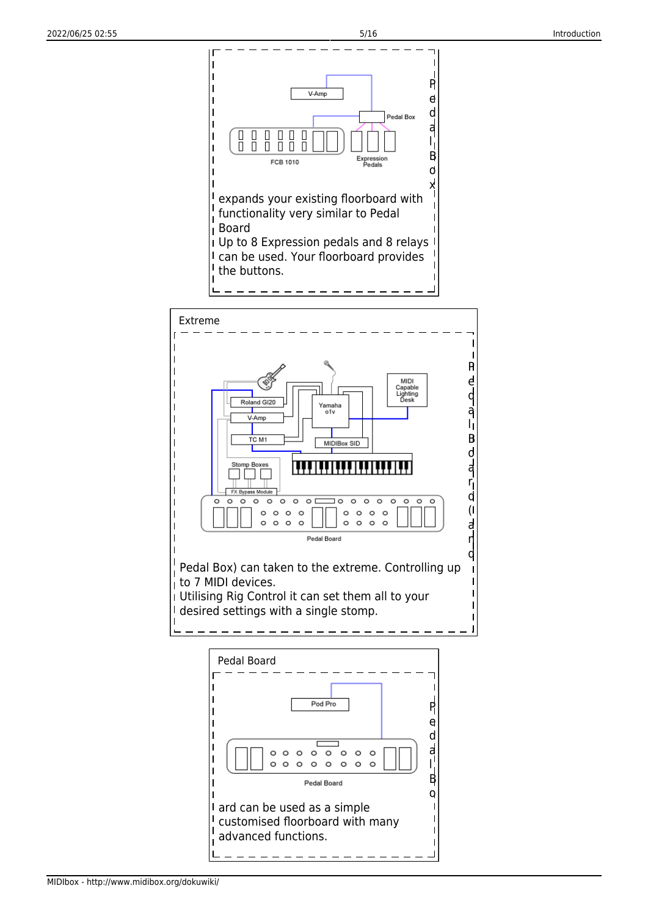Pedal Box expands your existing floorboard with functionality very similar to Pedal Board
Up to 8 Expression pedals and 8 relays can be used. Your floorboard provides the buttons.

Extreme

Pedal Board (and Pedal Box) can taken to the extreme. Controlling up to 7 MIDI devices.
Utilising Rig Control it can set them all to your desired settings with a single stomp.

Pedal Board

Pedal Board can be used as a simple customised floorboard with many advanced functions.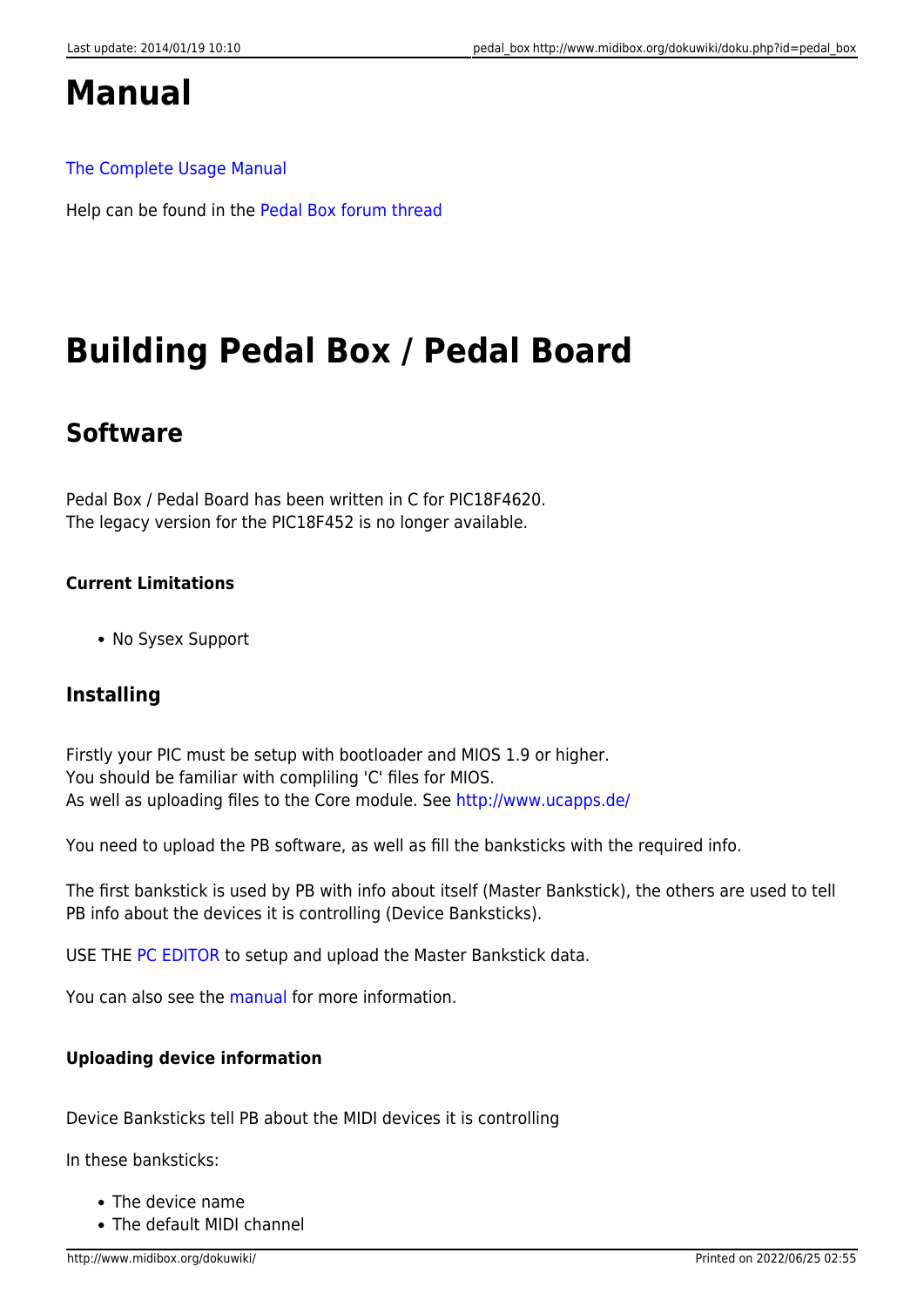# Manual

The Complete Usage Manual

Help can be found in the Pedal Box forum thread

# Building Pedal Box / Pedal Board

## Software

Pedal Box / Pedal Board has been written in C for PIC18F4620.
The legacy version for the PIC18F452 is no longer available.

#### Current Limitations

- No Sysex Support

## Installing

Firstly your PIC must be setup with bootloader and MIOS 1.9 or higher.
You should be familiar with compliling 'C' files for MIOS.
As well as uploading files to the Core module. See http://www.ucapps.de/

You need to upload the PB software, as well as fill the banksticks with the required info.

The first bankstick is used by PB with info about itself (Master Bankstick), the others are used to tell PB info about the devices it is controlling (Device Banksticks).

USE THE PC EDITOR to setup and upload the Master Bankstick data.

You can also see the manual for more information.

#### Uploading device information

Device Banksticks tell PB about the MIDI devices it is controlling

In these banksticks:

- The device name
- The default MIDI channel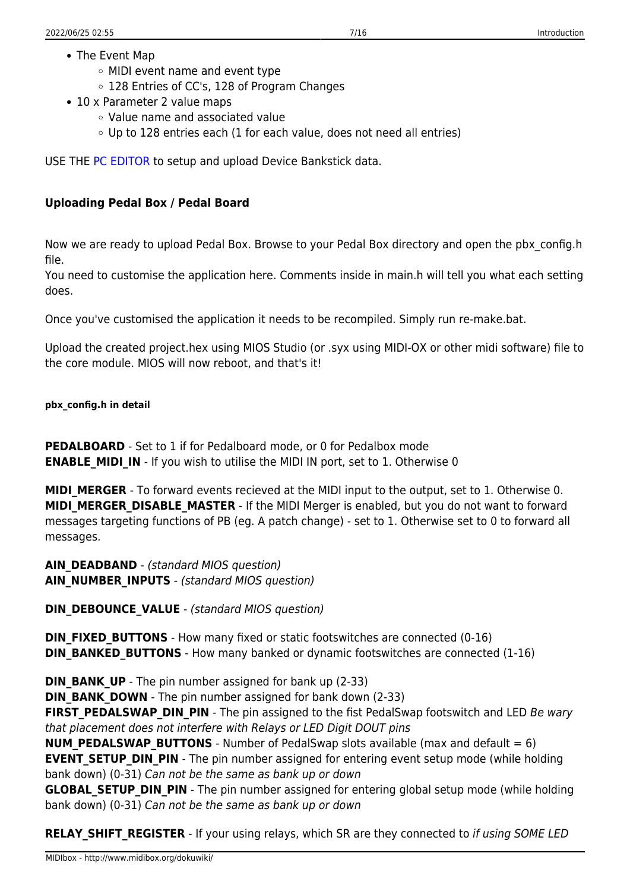- The Event Map
  - MIDI event name and event type
  - 128 Entries of CC's, 128 of Program Changes
- 10 x Parameter 2 value maps
  - Value name and associated value
  - Up to 128 entries each (1 for each value, does not need all entries)

USE THE PC EDITOR to setup and upload Device Bankstick data.

### Uploading Pedal Box / Pedal Board

Now we are ready to upload Pedal Box. Browse to your Pedal Box directory and open the pbx_config.h file.
You need to customise the application here. Comments inside in main.h will tell you what each setting does.

Once you've customised the application it needs to be recompiled. Simply run re-make.bat.

Upload the created project.hex using MIOS Studio (or .syx using MIDI-OX or other midi software) file to the core module. MIOS will now reboot, and that's it!

##### pbx_config.h in detail

**PEDALBOARD** - Set to 1 if for Pedalboard mode, or 0 for Pedalbox mode
**ENABLE_MIDI_IN** - If you wish to utilise the MIDI IN port, set to 1. Otherwise 0

**MIDI_MERGER** - To forward events recieved at the MIDI input to the output, set to 1. Otherwise 0.
**MIDI_MERGER_DISABLE_MASTER** - If the MIDI Merger is enabled, but you do not want to forward messages targeting functions of PB (eg. A patch change) - set to 1. Otherwise set to 0 to forward all messages.

**AIN_DEADBAND** - *(standard MIOS question)*
**AIN_NUMBER_INPUTS** - *(standard MIOS question)*

**DIN_DEBOUNCE_VALUE** - *(standard MIOS question)*

**DIN_FIXED_BUTTONS** - How many fixed or static footswitches are connected (0-16)
**DIN_BANKED_BUTTONS** - How many banked or dynamic footswitches are connected (1-16)

**DIN_BANK_UP** - The pin number assigned for bank up (2-33)
**DIN_BANK_DOWN** - The pin number assigned for bank down (2-33)
**FIRST_PEDALSWAP_DIN_PIN** - The pin assigned to the fist PedalSwap footswitch and LED *Be wary that placement does not interfere with Relays or LED Digit DOUT pins*
**NUM_PEDALSWAP_BUTTONS** - Number of PedalSwap slots available (max and default = 6)
**EVENT_SETUP_DIN_PIN** - The pin number assigned for entering event setup mode (while holding bank down) (0-31) *Can not be the same as bank up or down*
**GLOBAL_SETUP_DIN_PIN** - The pin number assigned for entering global setup mode (while holding bank down) (0-31) *Can not be the same as bank up or down*

**RELAY_SHIFT_REGISTER** - If your using relays, which SR are they connected to *if using SOME LED*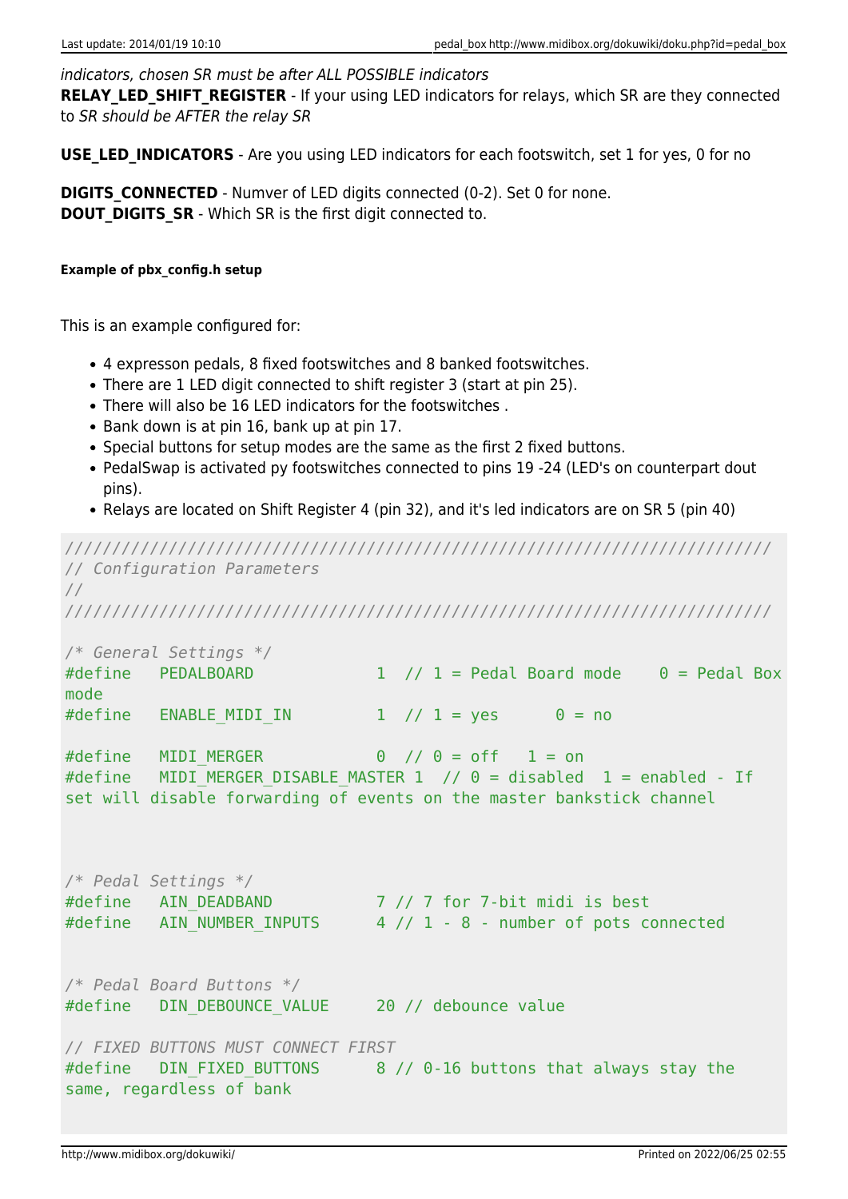*indicators, chosen SR must be after ALL POSSIBLE indicators*
**RELAY_LED_SHIFT_REGISTER** - If your using LED indicators for relays, which SR are they connected to *SR should be AFTER the relay SR*

**USE_LED_INDICATORS** - Are you using LED indicators for each footswitch, set 1 for yes, 0 for no

**DIGITS_CONNECTED** - Numver of LED digits connected (0-2). Set 0 for none.
**DOUT_DIGITS_SR** - Which SR is the first digit connected to.

###### Example of pbx_config.h setup

This is an example configured for:

- 4 expresson pedals, 8 fixed footswitches and 8 banked footswitches.
- There are 1 LED digit connected to shift register 3 (start at pin 25).
- There will also be 16 LED indicators for the footswitches .
- Bank down is at pin 16, bank up at pin 17.
- Special buttons for setup modes are the same as the first 2 fixed buttons.
- PedalSwap is activated py footswitches connected to pins 19 -24 (LED's on counterpart dout pins).
- Relays are located on Shift Register 4 (pin 32), and it's led indicators are on SR 5 (pin 40)

```
/////////////////////////////////////////////////////////////////////////////
// Configuration Parameters
//
/////////////////////////////////////////////////////////////////////////////

/* General Settings */
#define   PEDALBOARD            1  // 1 = Pedal Board mode    0 = Pedal Box mode
#define   ENABLE_MIDI_IN        1  // 1 = yes      0 = no

#define   MIDI_MERGER           0  // 0 = off   1 = on
#define   MIDI_MERGER_DISABLE_MASTER 1  // 0 = disabled  1 = enabled - If set will disable forwarding of events on the master bankstick channel



/* Pedal Settings */
#define   AIN_DEADBAND          7 // 7 for 7-bit midi is best
#define   AIN_NUMBER_INPUTS     4 // 1 - 8 - number of pots connected


/* Pedal Board Buttons */
#define   DIN_DEBOUNCE_VALUE    20 // debounce value

// FIXED BUTTONS MUST CONNECT FIRST
#define   DIN_FIXED_BUTTONS     8 // 0-16 buttons that always stay the same, regardless of bank
```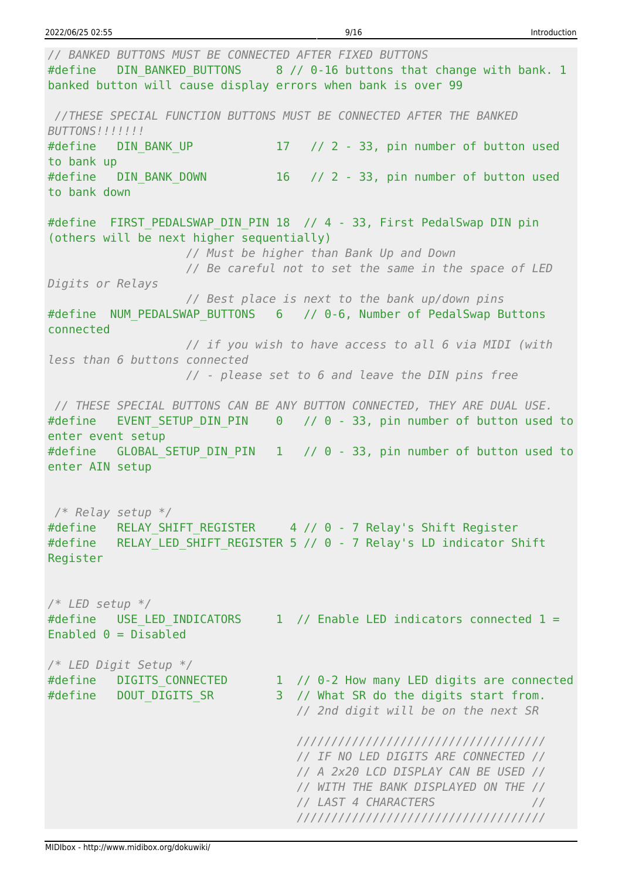```
// BANKED BUTTONS MUST BE CONNECTED AFTER FIXED BUTTONS
#define   DIN_BANKED_BUTTONS     8 // 0-16 buttons that change with bank. 1
banked button will cause display errors when bank is over 99

 //THESE SPECIAL FUNCTION BUTTONS MUST BE CONNECTED AFTER THE BANKED
BUTTONS!!!!!!!
#define   DIN_BANK_UP           17   // 2 - 33, pin number of button used
to bank up
#define   DIN_BANK_DOWN         16   // 2 - 33, pin number of button used
to bank down

#define  FIRST_PEDALSWAP_DIN_PIN 18  // 4 - 33, First PedalSwap DIN pin
(others will be next higher sequentially)
                    // Must be higher than Bank Up and Down
                    // Be careful not to set the same in the space of LED
Digits or Relays
                    // Best place is next to the bank up/down pins
#define  NUM_PEDALSWAP_BUTTONS   6   // 0-6, Number of PedalSwap Buttons
connected
                    // if you wish to have access to all 6 via MIDI (with
less than 6 buttons connected
                    // - please set to 6 and leave the DIN pins free

 // THESE SPECIAL BUTTONS CAN BE ANY BUTTON CONNECTED, THEY ARE DUAL USE.
#define   EVENT_SETUP_DIN_PIN    0   // 0 - 33, pin number of button used to
enter event setup
#define   GLOBAL_SETUP_DIN_PIN   1   // 0 - 33, pin number of button used to
enter AIN setup


 /* Relay setup */
#define   RELAY_SHIFT_REGISTER     4 // 0 - 7 Relay's Shift Register
#define   RELAY_LED_SHIFT_REGISTER 5 // 0 - 7 Relay's LD indicator Shift
Register


/* LED setup */
#define   USE_LED_INDICATORS     1  // Enable LED indicators connected 1 =
Enabled 0 = Disabled

/* LED Digit Setup */
#define   DIGITS_CONNECTED       1  // 0-2 How many LED digits are connected
#define   DOUT_DIGITS_SR         3  // What SR do the digits start from.
                                    // 2nd digit will be on the next SR

                                    //////////////////////////////////
                                    // IF NO LED DIGITS ARE CONNECTED //
                                    // A 2x20 LCD DISPLAY CAN BE USED //
                                    // WITH THE BANK DISPLAYED ON THE //
                                    // LAST 4 CHARACTERS            //
                                    //////////////////////////////////
```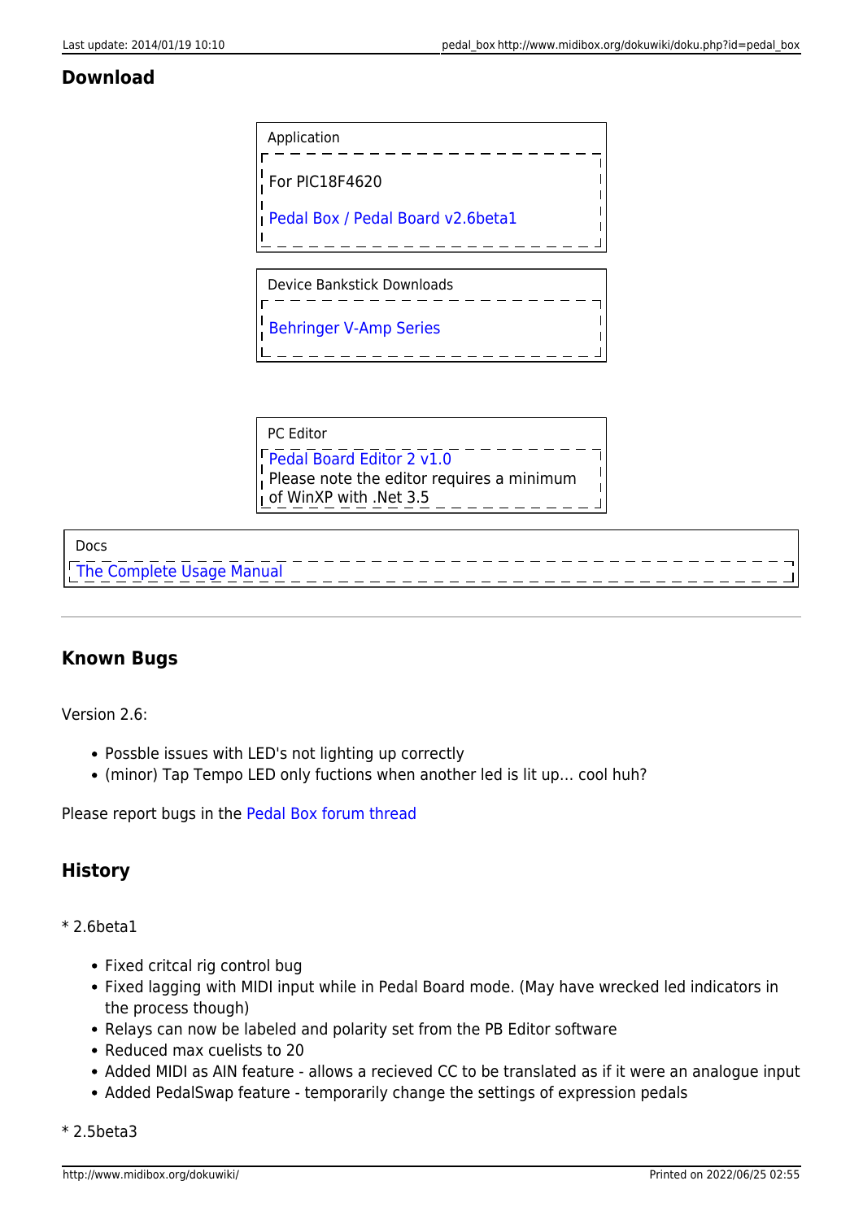## Download

| Application |
| --- |
| For PIC18F4620 |
| Pedal Box / Pedal Board v2.6beta1 |

| Device Bankstick Downloads |
| --- |
| Behringer V-Amp Series |

| PC Editor |
| --- |
| Pedal Board Editor 2 v1.0<br>Please note the editor requires a minimum of WinXP with .Net 3.5 |

| Docs |
| --- |
| The Complete Usage Manual |

---

## Known Bugs

Version 2.6:

- Possble issues with LED's not lighting up correctly
- (minor) Tap Tempo LED only fuctions when another led is lit up… cool huh?

Please report bugs in the Pedal Box forum thread

## History

* 2.6beta1

- Fixed critcal rig control bug
- Fixed lagging with MIDI input while in Pedal Board mode. (May have wrecked led indicators in the process though)
- Relays can now be labeled and polarity set from the PB Editor software
- Reduced max cuelists to 20
- Added MIDI as AIN feature - allows a recieved CC to be translated as if it were an analogue input
- Added PedalSwap feature - temporarily change the settings of expression pedals

* 2.5beta3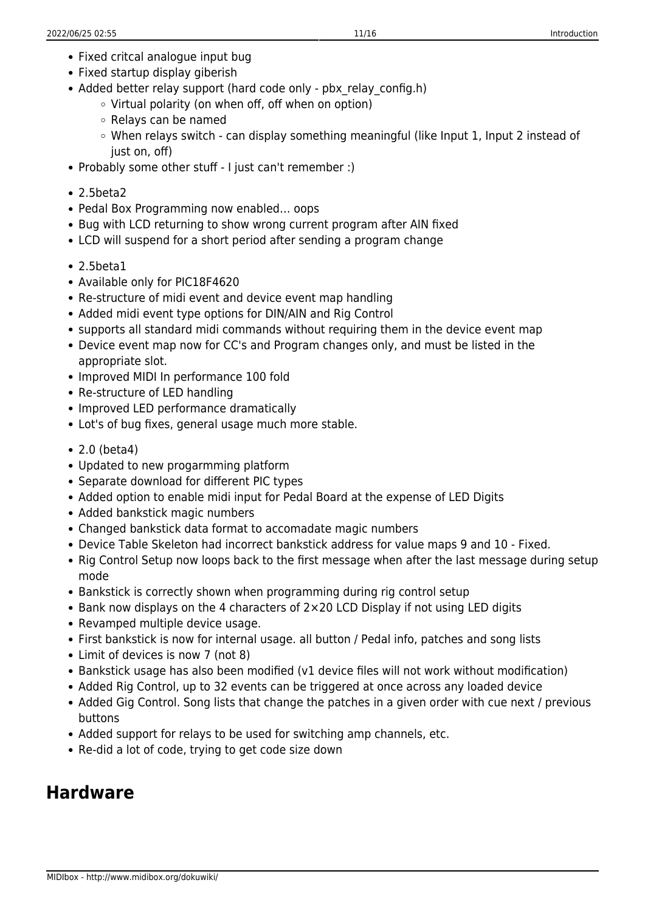- Fixed critcal analogue input bug
- Fixed startup display giberish
- Added better relay support (hard code only - pbx_relay_config.h)
  - Virtual polarity (on when off, off when on option)
  - Relays can be named
  - When relays switch - can display something meaningful (like Input 1, Input 2 instead of just on, off)
- Probably some other stuff - I just can't remember :)

- 2.5beta2
- Pedal Box Programming now enabled… oops
- Bug with LCD returning to show wrong current program after AIN fixed
- LCD will suspend for a short period after sending a program change

- 2.5beta1
- Available only for PIC18F4620
- Re-structure of midi event and device event map handling
- Added midi event type options for DIN/AIN and Rig Control
- supports all standard midi commands without requiring them in the device event map
- Device event map now for CC's and Program changes only, and must be listed in the appropriate slot.
- Improved MIDI In performance 100 fold
- Re-structure of LED handling
- Improved LED performance dramatically
- Lot's of bug fixes, general usage much more stable.

- 2.0 (beta4)
- Updated to new progarmming platform
- Separate download for different PIC types
- Added option to enable midi input for Pedal Board at the expense of LED Digits
- Added bankstick magic numbers
- Changed bankstick data format to accomadate magic numbers
- Device Table Skeleton had incorrect bankstick address for value maps 9 and 10 - Fixed.
- Rig Control Setup now loops back to the first message when after the last message during setup mode
- Bankstick is correctly shown when programming during rig control setup
- Bank now displays on the 4 characters of 2×20 LCD Display if not using LED digits
- Revamped multiple device usage.
- First bankstick is now for internal usage. all button / Pedal info, patches and song lists
- Limit of devices is now 7 (not 8)
- Bankstick usage has also been modified (v1 device files will not work without modification)
- Added Rig Control, up to 32 events can be triggered at once across any loaded device
- Added Gig Control. Song lists that change the patches in a given order with cue next / previous buttons
- Added support for relays to be used for switching amp channels, etc.
- Re-did a lot of code, trying to get code size down

## Hardware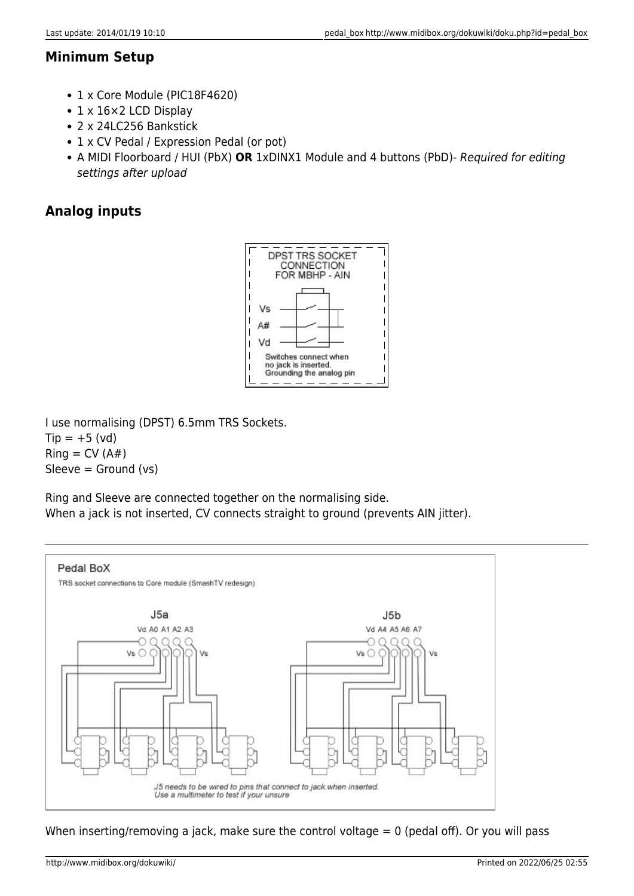## Minimum Setup

- 1 x Core Module (PIC18F4620)
- 1 x 16×2 LCD Display
- 2 x 24LC256 Bankstick
- 1 x CV Pedal / Expression Pedal (or pot)
- A MIDI Floorboard / HUI (PbX) **OR** 1xDINX1 Module and 4 buttons (PbD)- *Required for editing settings after upload*

## Analog inputs

I use normalising (DPST) 6.5mm TRS Sockets.
Tip = +5 (vd)
Ring = CV (A#)
Sleeve = Ground (vs)

Ring and Sleeve are connected together on the normalising side.
When a jack is not inserted, CV connects straight to ground (prevents AIN jitter).

---

When inserting/removing a jack, make sure the control voltage = 0 (pedal off). Or you will pass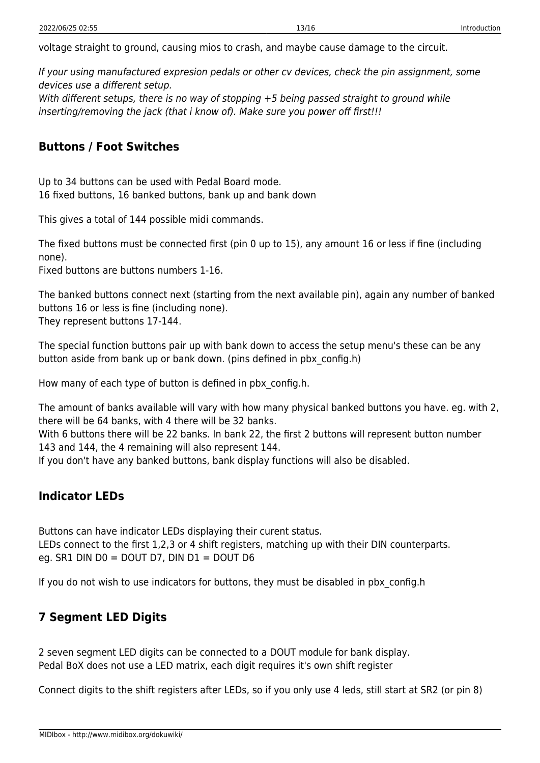voltage straight to ground, causing mios to crash, and maybe cause damage to the circuit.

*If your using manufactured expresion pedals or other cv devices, check the pin assignment, some devices use a different setup.*
*With different setups, there is no way of stopping +5 being passed straight to ground while inserting/removing the jack (that i know of). Make sure you power off first!!!*

## Buttons / Foot Switches

Up to 34 buttons can be used with Pedal Board mode.
16 fixed buttons, 16 banked buttons, bank up and bank down

This gives a total of 144 possible midi commands.

The fixed buttons must be connected first (pin 0 up to 15), any amount 16 or less if fine (including none).
Fixed buttons are buttons numbers 1-16.

The banked buttons connect next (starting from the next available pin), again any number of banked buttons 16 or less is fine (including none).
They represent buttons 17-144.

The special function buttons pair up with bank down to access the setup menu's these can be any button aside from bank up or bank down. (pins defined in pbx_config.h)

How many of each type of button is defined in pbx_config.h.

The amount of banks available will vary with how many physical banked buttons you have. eg. with 2, there will be 64 banks, with 4 there will be 32 banks.
With 6 buttons there will be 22 banks. In bank 22, the first 2 buttons will represent button number 143 and 144, the 4 remaining will also represent 144.
If you don't have any banked buttons, bank display functions will also be disabled.

## Indicator LEDs

Buttons can have indicator LEDs displaying their curent status.
LEDs connect to the first 1,2,3 or 4 shift registers, matching up with their DIN counterparts.
eg. SR1 DIN D0 = DOUT D7, DIN D1 = DOUT D6

If you do not wish to use indicators for buttons, they must be disabled in pbx_config.h

## 7 Segment LED Digits

2 seven segment LED digits can be connected to a DOUT module for bank display.
Pedal BoX does not use a LED matrix, each digit requires it's own shift register

Connect digits to the shift registers after LEDs, so if you only use 4 leds, still start at SR2 (or pin 8)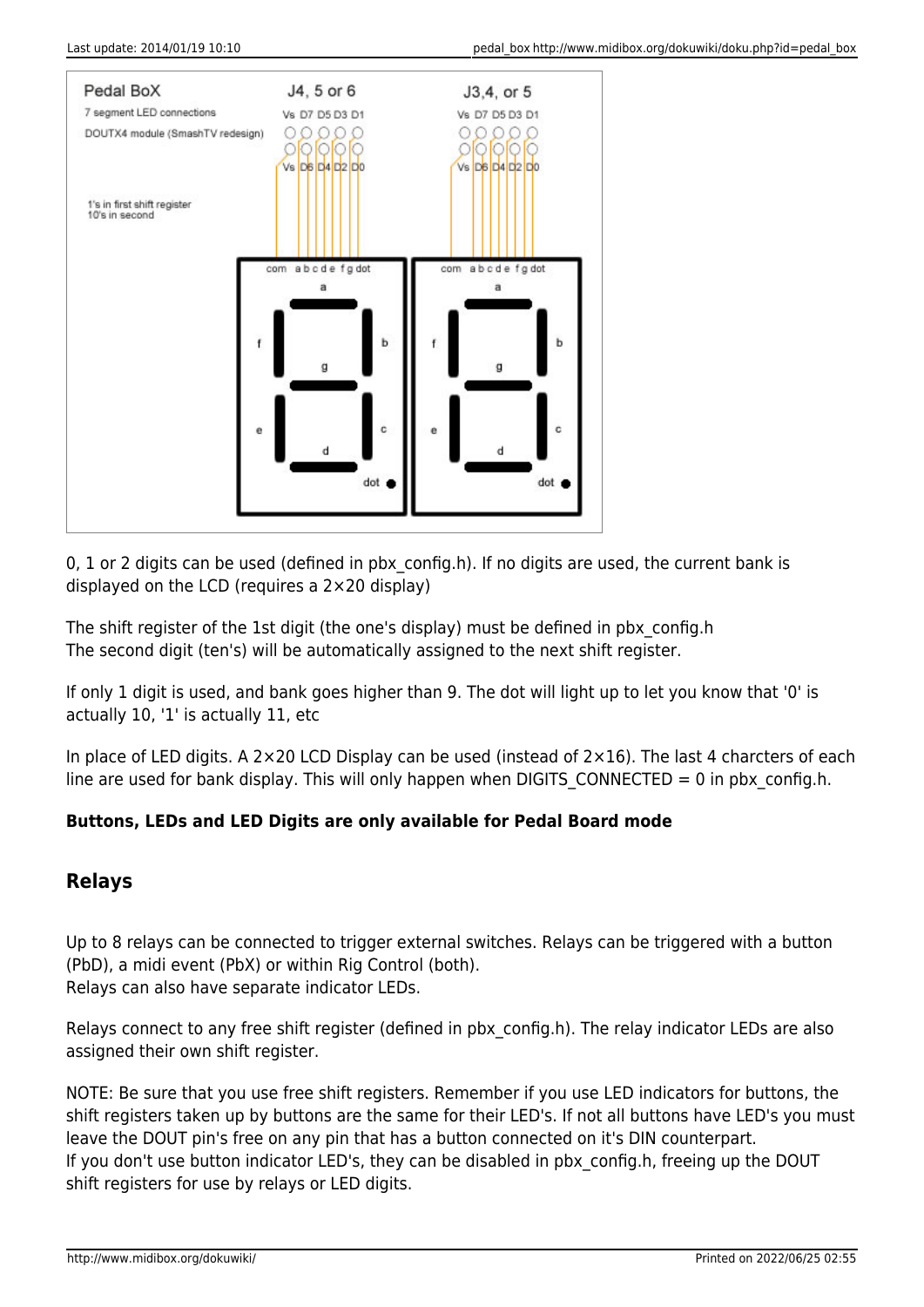0, 1 or 2 digits can be used (defined in pbx_config.h). If no digits are used, the current bank is displayed on the LCD (requires a 2×20 display)

The shift register of the 1st digit (the one's display) must be defined in pbx_config.h
The second digit (ten's) will be automatically assigned to the next shift register.

If only 1 digit is used, and bank goes higher than 9. The dot will light up to let you know that '0' is actually 10, '1' is actually 11, etc

In place of LED digits. A 2×20 LCD Display can be used (instead of 2×16). The last 4 charcters of each line are used for bank display. This will only happen when DIGITS_CONNECTED = 0 in pbx_config.h.

**Buttons, LEDs and LED Digits are only available for Pedal Board mode**

## Relays

Up to 8 relays can be connected to trigger external switches. Relays can be triggered with a button (PbD), a midi event (PbX) or within Rig Control (both).
Relays can also have separate indicator LEDs.

Relays connect to any free shift register (defined in pbx_config.h). The relay indicator LEDs are also assigned their own shift register.

NOTE: Be sure that you use free shift registers. Remember if you use LED indicators for buttons, the shift registers taken up by buttons are the same for their LED's. If not all buttons have LED's you must leave the DOUT pin's free on any pin that has a button connected on it's DIN counterpart.
If you don't use button indicator LED's, they can be disabled in pbx_config.h, freeing up the DOUT shift registers for use by relays or LED digits.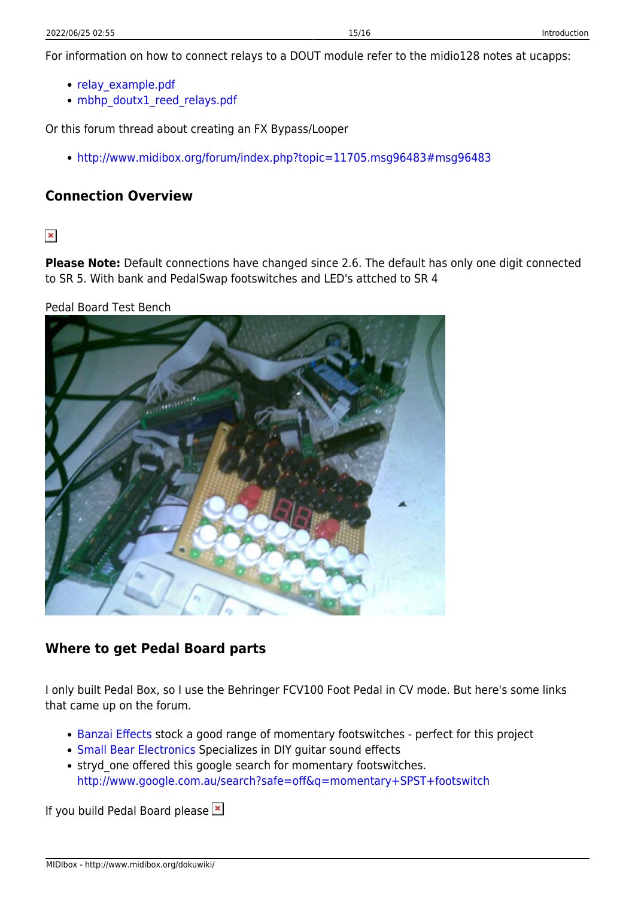For information on how to connect relays to a DOUT module refer to the midio128 notes at ucapps:

- relay_example.pdf
- mbhp_doutx1_reed_relays.pdf

Or this forum thread about creating an FX Bypass/Looper

- http://www.midibox.org/forum/index.php?topic=11705.msg96483#msg96483

### Connection Overview

**Please Note:** Default connections have changed since 2.6. The default has only one digit connected to SR 5. With bank and PedalSwap footswitches and LED's attched to SR 4

Pedal Board Test Bench

### Where to get Pedal Board parts

I only built Pedal Box, so I use the Behringer FCV100 Foot Pedal in CV mode. But here's some links that came up on the forum.

- Banzai Effects stock a good range of momentary footswitches - perfect for this project
- Small Bear Electronics Specializes in DIY guitar sound effects
- stryd_one offered this google search for momentary footswitches. http://www.google.com.au/search?safe=off&q=momentary+SPST+footswitch

If you build Pedal Board please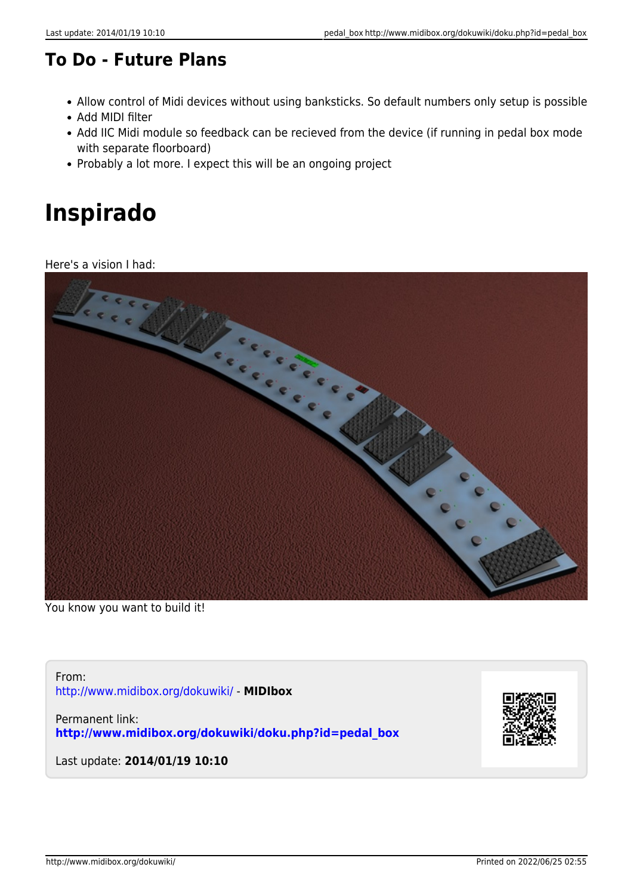## To Do - Future Plans

- Allow control of Midi devices without using banksticks. So default numbers only setup is possible
- Add MIDI filter
- Add IIC Midi module so feedback can be recieved from the device (if running in pedal box mode with separate floorboard)
- Probably a lot more. I expect this will be an ongoing project

# Inspirado

Here's a vision I had:

You know you want to build it!

From:
http://www.midibox.org/dokuwiki/ - **MIDIbox**

Permanent link:
**http://www.midibox.org/dokuwiki/doku.php?id=pedal_box**

Last update: **2014/01/19 10:10**